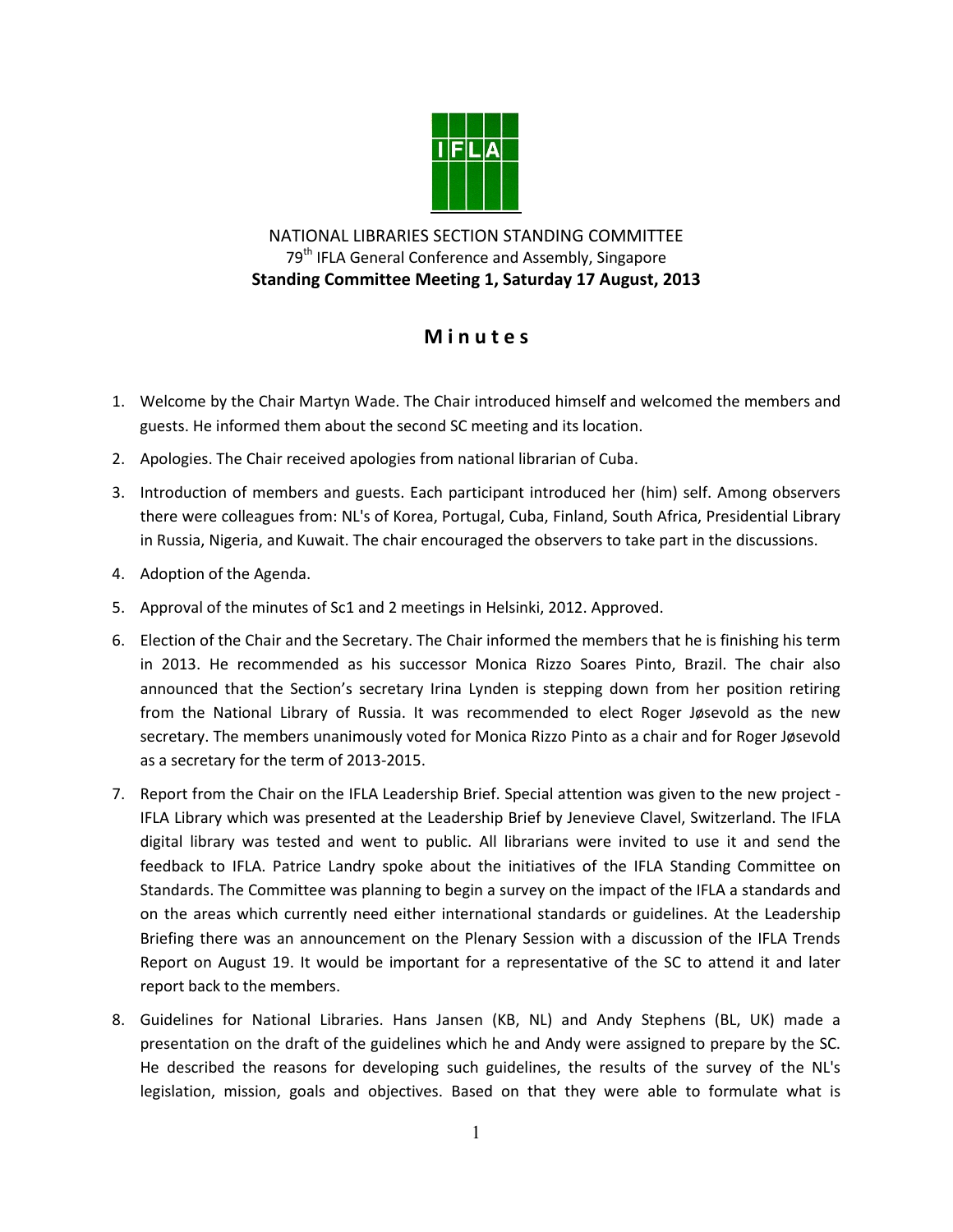NATIONAL LIBRARIES SECTION STANDING COMMITTEE

79th IFLA General Conference and Assembly, Singapore

**Standing Committee Meeting 1, Saturday 17 August, 2013**

# M i n u t e s

1. Welcome by the Chair Martyn Wade. The Chair introduced himself and welcomed the members and guests. He informed them about the second SC meeting and its location.
2. Apologies. The Chair received apologies from national librarian of Cuba.
3. Introduction of members and guests. Each participant introduced her (him) self. Among observers there were colleagues from: NL's of Korea, Portugal, Cuba, Finland, South Africa, Presidential Library in Russia, Nigeria, and Kuwait. The chair encouraged the observers to take part in the discussions.
4. Adoption of the Agenda.
5. Approval of the minutes of Sc1 and 2 meetings in Helsinki, 2012. Approved.
6. Election of the Chair and the Secretary. The Chair informed the members that he is finishing his term in 2013. He recommended as his successor Monica Rizzo Soares Pinto, Brazil. The chair also announced that the Section's secretary Irina Lynden is stepping down from her position retiring from the National Library of Russia. It was recommended to elect Roger Jøsevold as the new secretary. The members unanimously voted for Monica Rizzo Pinto as a chair and for Roger Jøsevold as a secretary for the term of 2013-2015.
7. Report from the Chair on the IFLA Leadership Brief. Special attention was given to the new project - IFLA Library which was presented at the Leadership Brief by Jenevieve Clavel, Switzerland. The IFLA digital library was tested and went to public. All librarians were invited to use it and send the feedback to IFLA. Patrice Landry spoke about the initiatives of the IFLA Standing Committee on Standards. The Committee was planning to begin a survey on the impact of the IFLA a standards and on the areas which currently need either international standards or guidelines. At the Leadership Briefing there was an announcement on the Plenary Session with a discussion of the IFLA Trends Report on August 19. It would be important for a representative of the SC to attend it and later report back to the members.
8. Guidelines for National Libraries. Hans Jansen (KB, NL) and Andy Stephens (BL, UK) made a presentation on the draft of the guidelines which he and Andy were assigned to prepare by the SC. He described the reasons for developing such guidelines, the results of the survey of the NL's legislation, mission, goals and objectives. Based on that they were able to formulate what is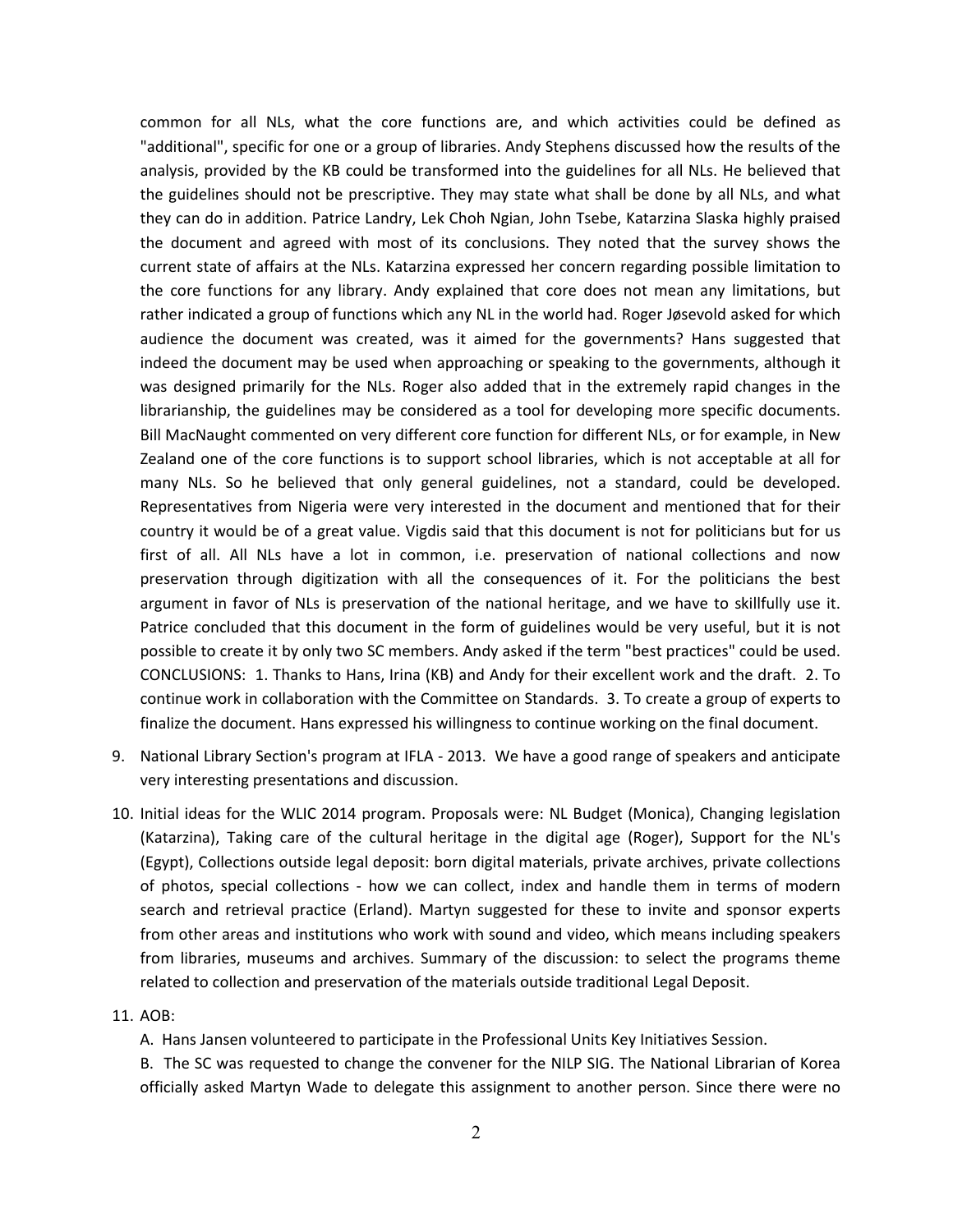common for all NLs, what the core functions are, and which activities could be defined as "additional", specific for one or a group of libraries. Andy Stephens discussed how the results of the analysis, provided by the KB could be transformed into the guidelines for all NLs. He believed that the guidelines should not be prescriptive. They may state what shall be done by all NLs, and what they can do in addition. Patrice Landry, Lek Choh Ngian, John Tsebe, Katarzina Slaska highly praised the document and agreed with most of its conclusions. They noted that the survey shows the current state of affairs at the NLs. Katarzina expressed her concern regarding possible limitation to the core functions for any library. Andy explained that core does not mean any limitations, but rather indicated a group of functions which any NL in the world had. Roger Jøsevold asked for which audience the document was created, was it aimed for the governments? Hans suggested that indeed the document may be used when approaching or speaking to the governments, although it was designed primarily for the NLs. Roger also added that in the extremely rapid changes in the librarianship, the guidelines may be considered as a tool for developing more specific documents. Bill MacNaught commented on very different core function for different NLs, or for example, in New Zealand one of the core functions is to support school libraries, which is not acceptable at all for many NLs. So he believed that only general guidelines, not a standard, could be developed. Representatives from Nigeria were very interested in the document and mentioned that for their country it would be of a great value. Vigdis said that this document is not for politicians but for us first of all. All NLs have a lot in common, i.e. preservation of national collections and now preservation through digitization with all the consequences of it. For the politicians the best argument in favor of NLs is preservation of the national heritage, and we have to skillfully use it. Patrice concluded that this document in the form of guidelines would be very useful, but it is not possible to create it by only two SC members. Andy asked if the term "best practices" could be used. CONCLUSIONS: 1. Thanks to Hans, Irina (KB) and Andy for their excellent work and the draft. 2. To continue work in collaboration with the Committee on Standards. 3. To create a group of experts to finalize the document. Hans expressed his willingness to continue working on the final document.

9. National Library Section's program at IFLA - 2013. We have a good range of speakers and anticipate very interesting presentations and discussion.

10. Initial ideas for the WLIC 2014 program. Proposals were: NL Budget (Monica), Changing legislation (Katarzina), Taking care of the cultural heritage in the digital age (Roger), Support for the NL's (Egypt), Collections outside legal deposit: born digital materials, private archives, private collections of photos, special collections - how we can collect, index and handle them in terms of modern search and retrieval practice (Erland). Martyn suggested for these to invite and sponsor experts from other areas and institutions who work with sound and video, which means including speakers from libraries, museums and archives. Summary of the discussion: to select the programs theme related to collection and preservation of the materials outside traditional Legal Deposit.

11. AOB:

    A. Hans Jansen volunteered to participate in the Professional Units Key Initiatives Session.

    B. The SC was requested to change the convener for the NILP SIG. The National Librarian of Korea officially asked Martyn Wade to delegate this assignment to another person. Since there were no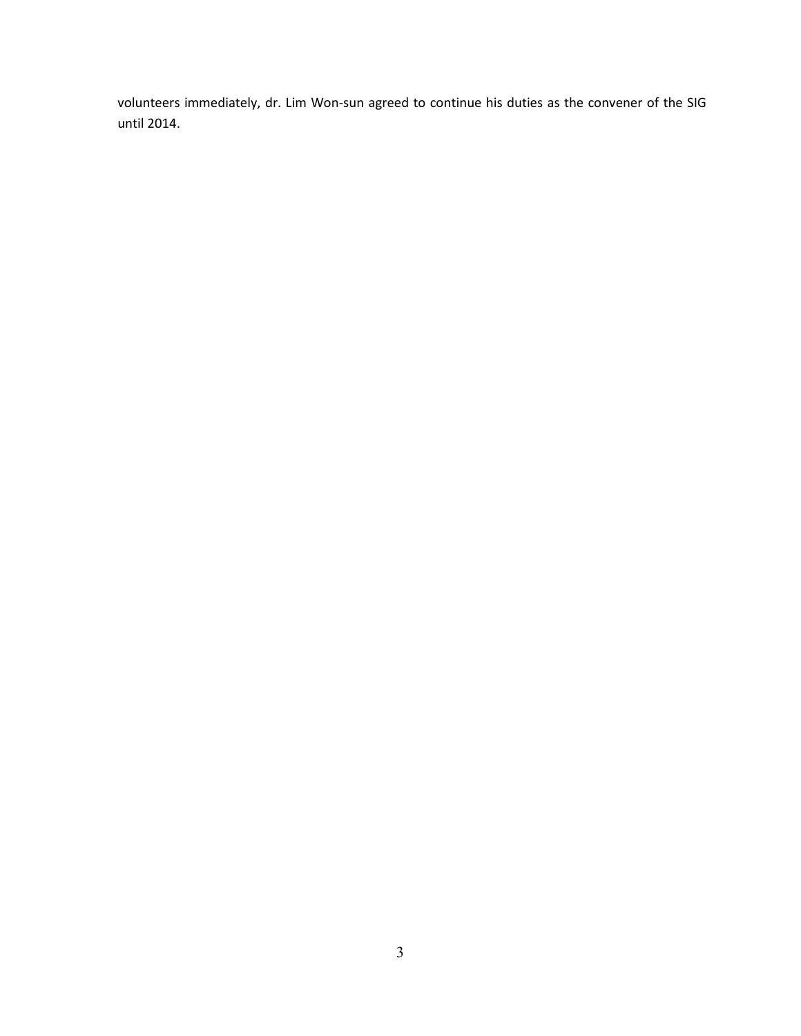volunteers immediately, dr. Lim Won-sun agreed to continue his duties as the convener of the SIG until 2014.